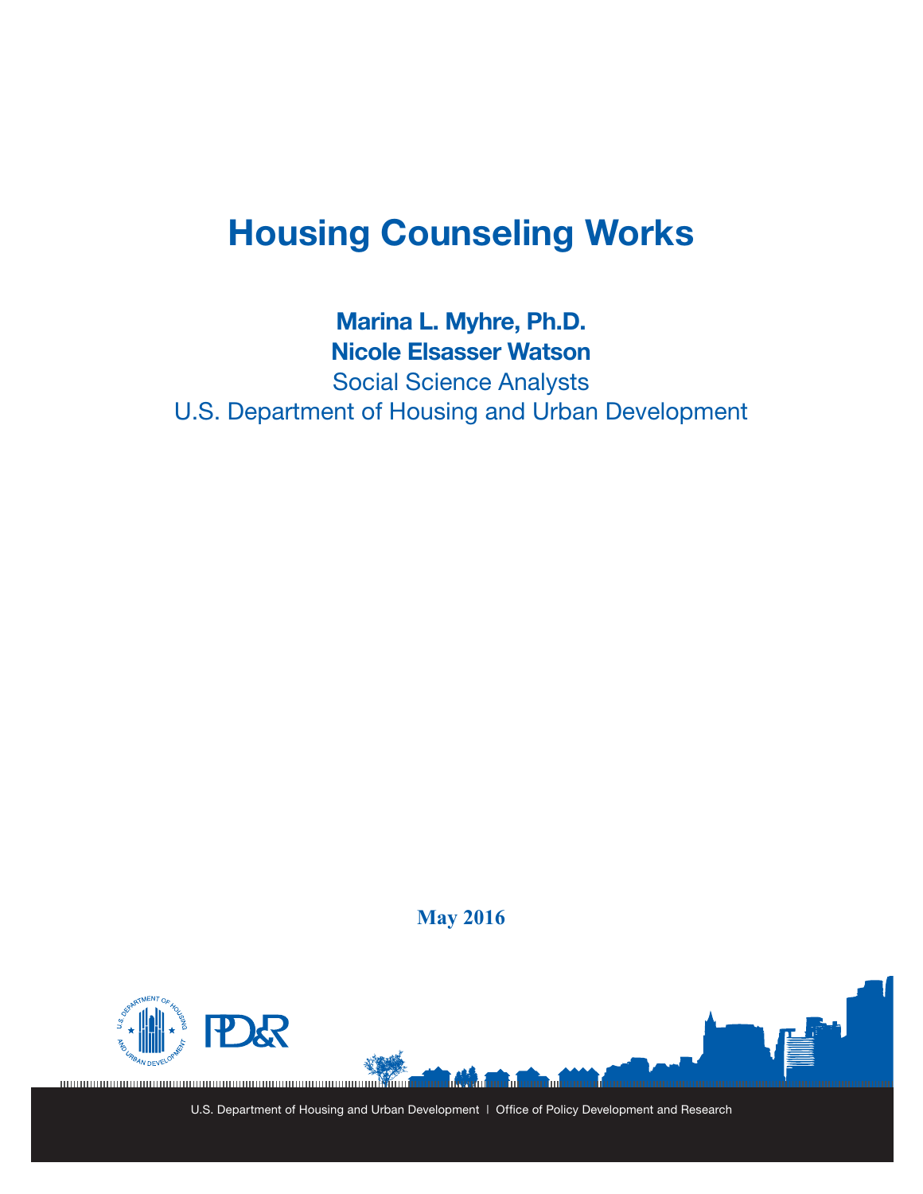# Housing Counseling Works

**Marina L. Myhre, Ph.D.**
**Nicole Elsasser Watson**
Social Science Analysts
U.S. Department of Housing and Urban Development

**May 2016**

U.S. Department of Housing and Urban Development | Office of Policy Development and Research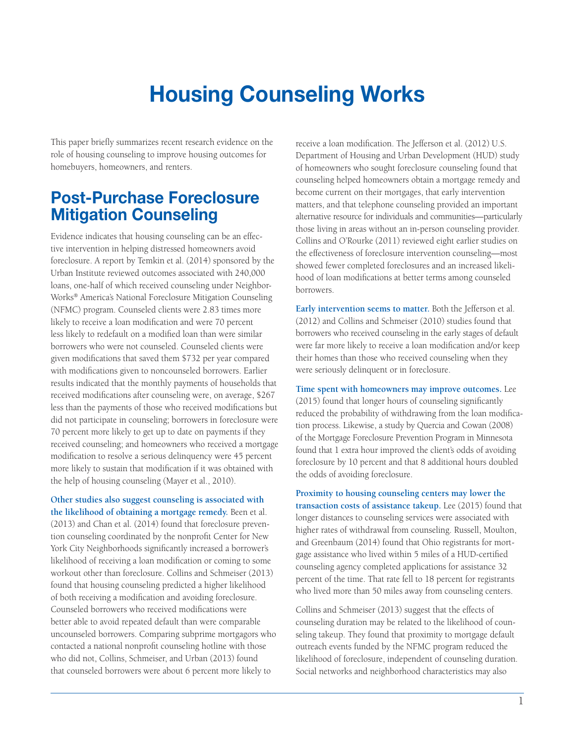# Housing Counseling Works

This paper briefly summarizes recent research evidence on the role of housing counseling to improve housing outcomes for homebuyers, homeowners, and renters.

## Post-Purchase Foreclosure Mitigation Counseling

Evidence indicates that housing counseling can be an effective intervention in helping distressed homeowners avoid foreclosure. A report by Temkin et al. (2014) sponsored by the Urban Institute reviewed outcomes associated with 240,000 loans, one-half of which received counseling under NeighborWorks® America's National Foreclosure Mitigation Counseling (NFMC) program. Counseled clients were 2.83 times more likely to receive a loan modification and were 70 percent less likely to redefault on a modified loan than were similar borrowers who were not counseled. Counseled clients were given modifications that saved them $732 per year compared with modifications given to noncounseled borrowers. Earlier results indicated that the monthly payments of households that received modifications after counseling were, on average, $267 less than the payments of those who received modifications but did not participate in counseling; borrowers in foreclosure were 70 percent more likely to get up to date on payments if they received counseling; and homeowners who received a mortgage modification to resolve a serious delinquency were 45 percent more likely to sustain that modification if it was obtained with the help of housing counseling (Mayer et al., 2010).

**Other studies also suggest counseling is associated with the likelihood of obtaining a mortgage remedy.** Been et al. (2013) and Chan et al. (2014) found that foreclosure prevention counseling coordinated by the nonprofit Center for New York City Neighborhoods significantly increased a borrower's likelihood of receiving a loan modification or coming to some workout other than foreclosure. Collins and Schmeiser (2013) found that housing counseling predicted a higher likelihood of both receiving a modification and avoiding foreclosure. Counseled borrowers who received modifications were better able to avoid repeated default than were comparable uncounseled borrowers. Comparing subprime mortgagors who contacted a national nonprofit counseling hotline with those who did not, Collins, Schmeiser, and Urban (2013) found that counseled borrowers were about 6 percent more likely to receive a loan modification. The Jefferson et al. (2012) U.S. Department of Housing and Urban Development (HUD) study of homeowners who sought foreclosure counseling found that counseling helped homeowners obtain a mortgage remedy and become current on their mortgages, that early intervention matters, and that telephone counseling provided an important alternative resource for individuals and communities—particularly those living in areas without an in-person counseling provider. Collins and O'Rourke (2011) reviewed eight earlier studies on the effectiveness of foreclosure intervention counseling—most showed fewer completed foreclosures and an increased likelihood of loan modifications at better terms among counseled borrowers.

**Early intervention seems to matter.** Both the Jefferson et al. (2012) and Collins and Schmeiser (2010) studies found that borrowers who received counseling in the early stages of default were far more likely to receive a loan modification and/or keep their homes than those who received counseling when they were seriously delinquent or in foreclosure.

**Time spent with homeowners may improve outcomes.** Lee (2015) found that longer hours of counseling significantly reduced the probability of withdrawing from the loan modification process. Likewise, a study by Quercia and Cowan (2008) of the Mortgage Foreclosure Prevention Program in Minnesota found that 1 extra hour improved the client's odds of avoiding foreclosure by 10 percent and that 8 additional hours doubled the odds of avoiding foreclosure.

**Proximity to housing counseling centers may lower the transaction costs of assistance takeup.** Lee (2015) found that longer distances to counseling services were associated with higher rates of withdrawal from counseling. Russell, Moulton, and Greenbaum (2014) found that Ohio registrants for mortgage assistance who lived within 5 miles of a HUD-certified counseling agency completed applications for assistance 32 percent of the time. That rate fell to 18 percent for registrants who lived more than 50 miles away from counseling centers.

Collins and Schmeiser (2013) suggest that the effects of counseling duration may be related to the likelihood of counseling takeup. They found that proximity to mortgage default outreach events funded by the NFMC program reduced the likelihood of foreclosure, independent of counseling duration. Social networks and neighborhood characteristics may also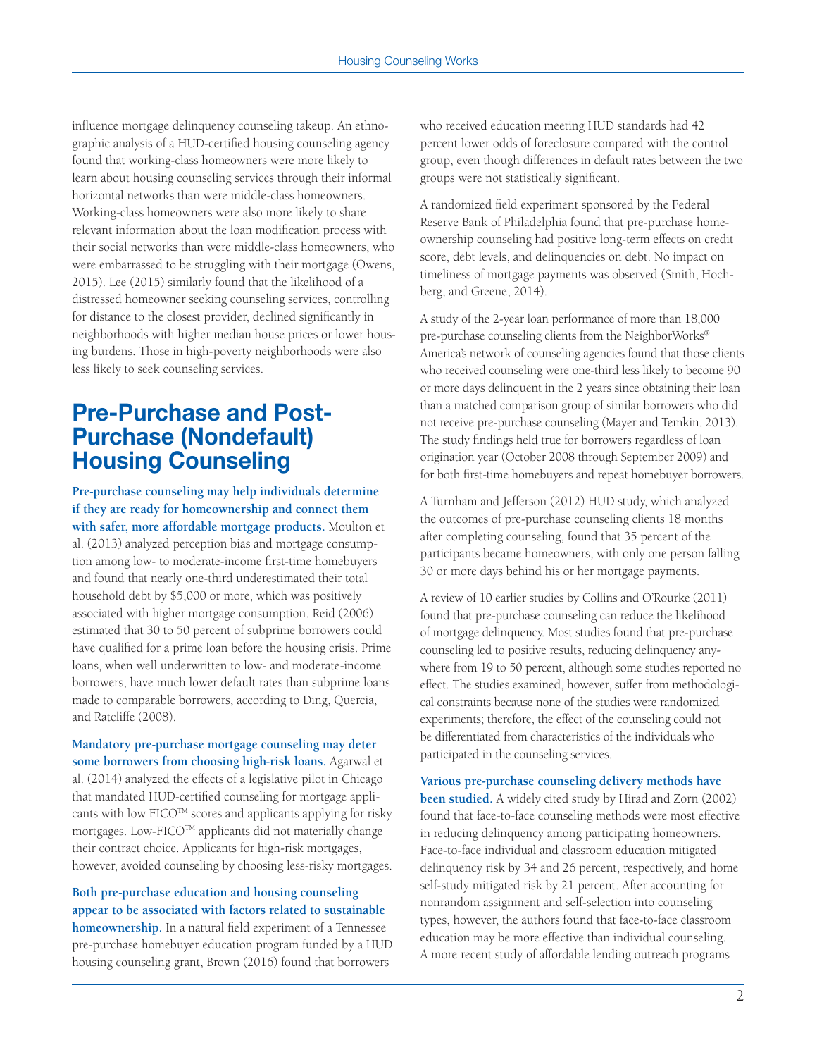influence mortgage delinquency counseling takeup. An ethnographic analysis of a HUD-certified housing counseling agency found that working-class homeowners were more likely to learn about housing counseling services through their informal horizontal networks than were middle-class homeowners. Working-class homeowners were also more likely to share relevant information about the loan modification process with their social networks than were middle-class homeowners, who were embarrassed to be struggling with their mortgage (Owens, 2015). Lee (2015) similarly found that the likelihood of a distressed homeowner seeking counseling services, controlling for distance to the closest provider, declined significantly in neighborhoods with higher median house prices or lower housing burdens. Those in high-poverty neighborhoods were also less likely to seek counseling services.

# Pre-Purchase and Post-Purchase (Nondefault) Housing Counseling

**Pre-purchase counseling may help individuals determine if they are ready for homeownership and connect them with safer, more affordable mortgage products.** Moulton et al. (2013) analyzed perception bias and mortgage consumption among low- to moderate-income first-time homebuyers and found that nearly one-third underestimated their total household debt by $5,000 or more, which was positively associated with higher mortgage consumption. Reid (2006) estimated that 30 to 50 percent of subprime borrowers could have qualified for a prime loan before the housing crisis. Prime loans, when well underwritten to low- and moderate-income borrowers, have much lower default rates than subprime loans made to comparable borrowers, according to Ding, Quercia, and Ratcliffe (2008).

**Mandatory pre-purchase mortgage counseling may deter some borrowers from choosing high-risk loans.** Agarwal et al. (2014) analyzed the effects of a legislative pilot in Chicago that mandated HUD-certified counseling for mortgage applicants with low FICO™ scores and applicants applying for risky mortgages. Low-FICO™ applicants did not materially change their contract choice. Applicants for high-risk mortgages, however, avoided counseling by choosing less-risky mortgages.

**Both pre-purchase education and housing counseling appear to be associated with factors related to sustainable homeownership.** In a natural field experiment of a Tennessee pre-purchase homebuyer education program funded by a HUD housing counseling grant, Brown (2016) found that borrowers who received education meeting HUD standards had 42 percent lower odds of foreclosure compared with the control group, even though differences in default rates between the two groups were not statistically significant.

A randomized field experiment sponsored by the Federal Reserve Bank of Philadelphia found that pre-purchase homeownership counseling had positive long-term effects on credit score, debt levels, and delinquencies on debt. No impact on timeliness of mortgage payments was observed (Smith, Hochberg, and Greene, 2014).

A study of the 2-year loan performance of more than 18,000 pre-purchase counseling clients from the NeighborWorks® America's network of counseling agencies found that those clients who received counseling were one-third less likely to become 90 or more days delinquent in the 2 years since obtaining their loan than a matched comparison group of similar borrowers who did not receive pre-purchase counseling (Mayer and Temkin, 2013). The study findings held true for borrowers regardless of loan origination year (October 2008 through September 2009) and for both first-time homebuyers and repeat homebuyer borrowers.

A Turnham and Jefferson (2012) HUD study, which analyzed the outcomes of pre-purchase counseling clients 18 months after completing counseling, found that 35 percent of the participants became homeowners, with only one person falling 30 or more days behind his or her mortgage payments.

A review of 10 earlier studies by Collins and O'Rourke (2011) found that pre-purchase counseling can reduce the likelihood of mortgage delinquency. Most studies found that pre-purchase counseling led to positive results, reducing delinquency anywhere from 19 to 50 percent, although some studies reported no effect. The studies examined, however, suffer from methodological constraints because none of the studies were randomized experiments; therefore, the effect of the counseling could not be differentiated from characteristics of the individuals who participated in the counseling services.

**Various pre-purchase counseling delivery methods have been studied.** A widely cited study by Hirad and Zorn (2002) found that face-to-face counseling methods were most effective in reducing delinquency among participating homeowners. Face-to-face individual and classroom education mitigated delinquency risk by 34 and 26 percent, respectively, and home self-study mitigated risk by 21 percent. After accounting for nonrandom assignment and self-selection into counseling types, however, the authors found that face-to-face classroom education may be more effective than individual counseling. A more recent study of affordable lending outreach programs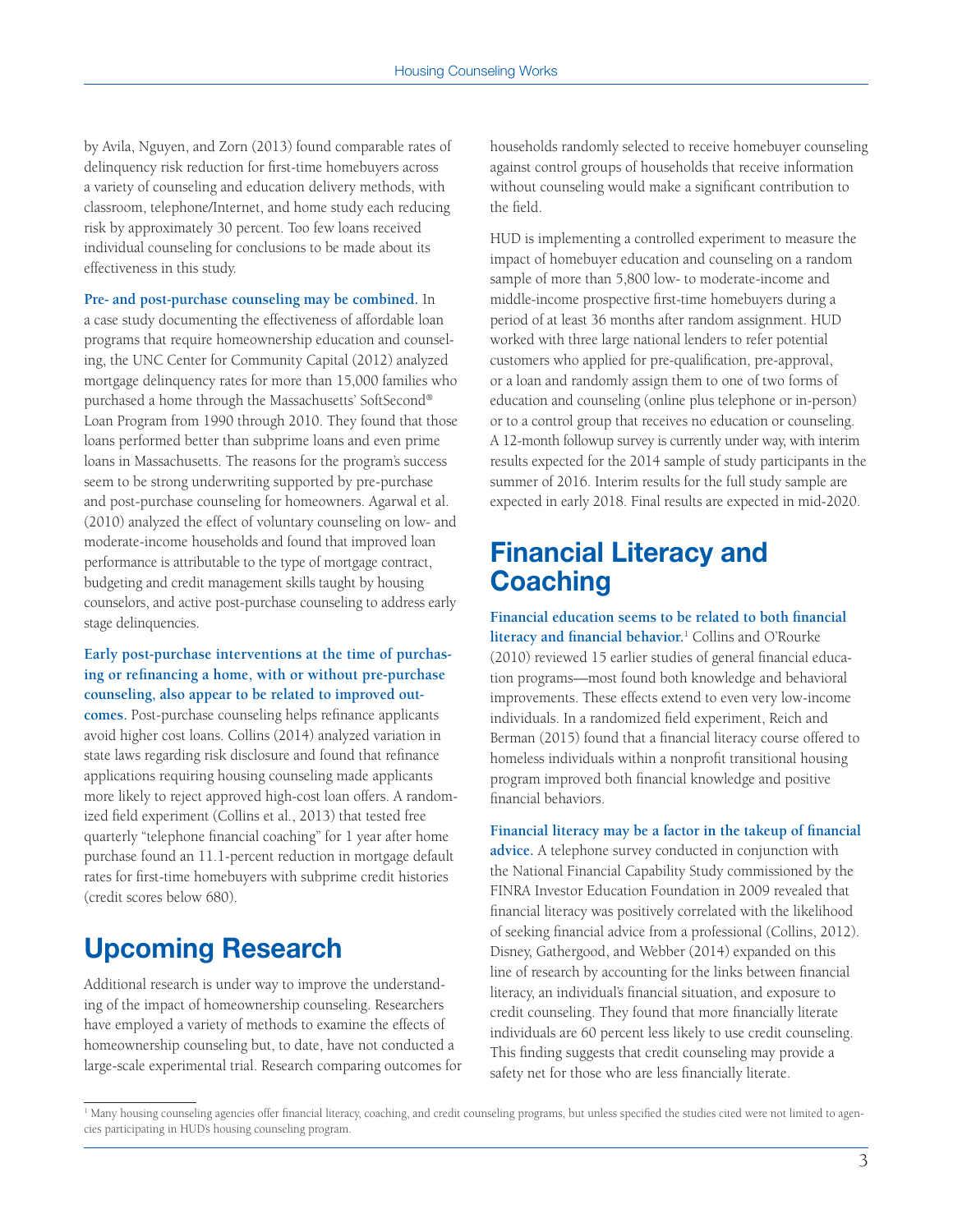by Avila, Nguyen, and Zorn (2013) found comparable rates of delinquency risk reduction for first-time homebuyers across a variety of counseling and education delivery methods, with classroom, telephone/Internet, and home study each reducing risk by approximately 30 percent. Too few loans received individual counseling for conclusions to be made about its effectiveness in this study.

**Pre- and post-purchase counseling may be combined.** In a case study documenting the effectiveness of affordable loan programs that require homeownership education and counseling, the UNC Center for Community Capital (2012) analyzed mortgage delinquency rates for more than 15,000 families who purchased a home through the Massachusetts' SoftSecond® Loan Program from 1990 through 2010. They found that those loans performed better than subprime loans and even prime loans in Massachusetts. The reasons for the program's success seem to be strong underwriting supported by pre-purchase and post-purchase counseling for homeowners. Agarwal et al. (2010) analyzed the effect of voluntary counseling on low- and moderate-income households and found that improved loan performance is attributable to the type of mortgage contract, budgeting and credit management skills taught by housing counselors, and active post-purchase counseling to address early stage delinquencies.

**Early post-purchase interventions at the time of purchasing or refinancing a home, with or without pre-purchase counseling, also appear to be related to improved outcomes.** Post-purchase counseling helps refinance applicants avoid higher cost loans. Collins (2014) analyzed variation in state laws regarding risk disclosure and found that refinance applications requiring housing counseling made applicants more likely to reject approved high-cost loan offers. A randomized field experiment (Collins et al., 2013) that tested free quarterly "telephone financial coaching" for 1 year after home purchase found an 11.1-percent reduction in mortgage default rates for first-time homebuyers with subprime credit histories (credit scores below 680).

## Upcoming Research

Additional research is under way to improve the understanding of the impact of homeownership counseling. Researchers have employed a variety of methods to examine the effects of homeownership counseling but, to date, have not conducted a large-scale experimental trial. Research comparing outcomes for households randomly selected to receive homebuyer counseling against control groups of households that receive information without counseling would make a significant contribution to the field.

HUD is implementing a controlled experiment to measure the impact of homebuyer education and counseling on a random sample of more than 5,800 low- to moderate-income and middle-income prospective first-time homebuyers during a period of at least 36 months after random assignment. HUD worked with three large national lenders to refer potential customers who applied for pre-qualification, pre-approval, or a loan and randomly assign them to one of two forms of education and counseling (online plus telephone or in-person) or to a control group that receives no education or counseling. A 12-month followup survey is currently under way, with interim results expected for the 2014 sample of study participants in the summer of 2016. Interim results for the full study sample are expected in early 2018. Final results are expected in mid-2020.

## Financial Literacy and Coaching

**Financial education seems to be related to both financial literacy and financial behavior.**[1] Collins and O'Rourke (2010) reviewed 15 earlier studies of general financial education programs—most found both knowledge and behavioral improvements. These effects extend to even very low-income individuals. In a randomized field experiment, Reich and Berman (2015) found that a financial literacy course offered to homeless individuals within a nonprofit transitional housing program improved both financial knowledge and positive financial behaviors.

**Financial literacy may be a factor in the takeup of financial advice.** A telephone survey conducted in conjunction with the National Financial Capability Study commissioned by the FINRA Investor Education Foundation in 2009 revealed that financial literacy was positively correlated with the likelihood of seeking financial advice from a professional (Collins, 2012). Disney, Gathergood, and Webber (2014) expanded on this line of research by accounting for the links between financial literacy, an individual's financial situation, and exposure to credit counseling. They found that more financially literate individuals are 60 percent less likely to use credit counseling. This finding suggests that credit counseling may provide a safety net for those who are less financially literate.

[1] Many housing counseling agencies offer financial literacy, coaching, and credit counseling programs, but unless specified the studies cited were not limited to agencies participating in HUD's housing counseling program.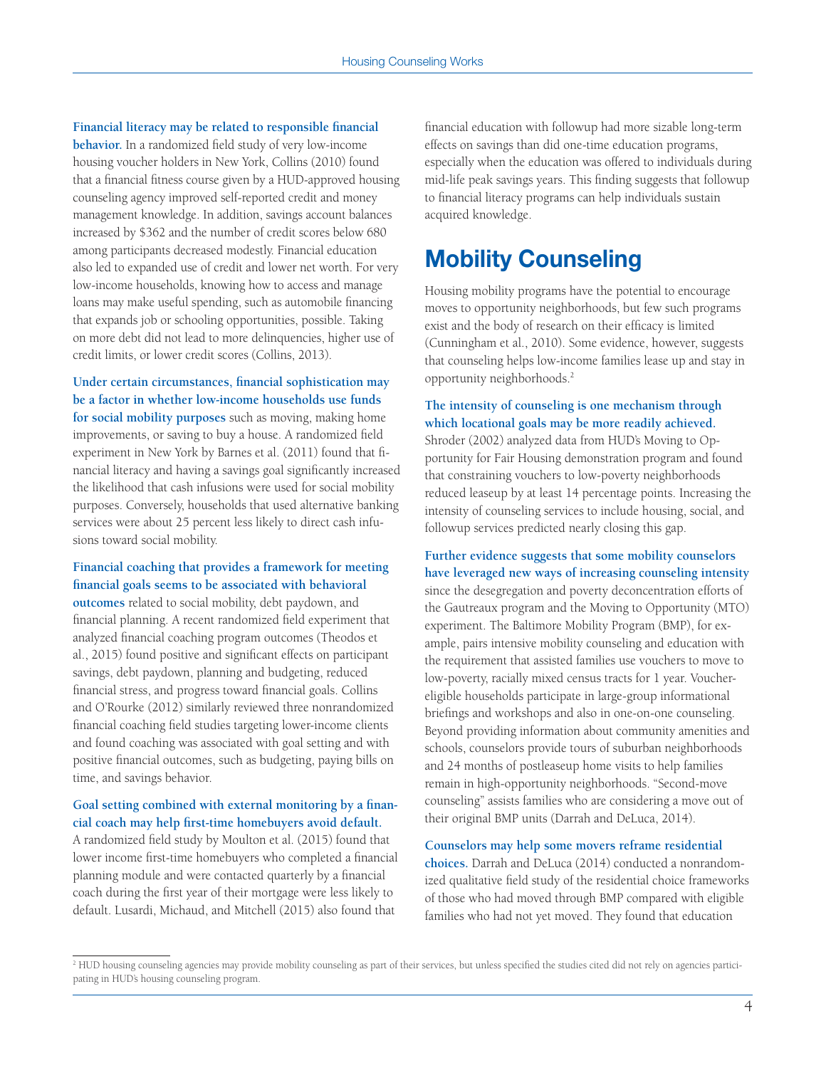**Financial literacy may be related to responsible financial behavior.** In a randomized field study of very low-income housing voucher holders in New York, Collins (2010) found that a financial fitness course given by a HUD-approved housing counseling agency improved self-reported credit and money management knowledge. In addition, savings account balances increased by $362 and the number of credit scores below 680 among participants decreased modestly. Financial education also led to expanded use of credit and lower net worth. For very low-income households, knowing how to access and manage loans may make useful spending, such as automobile financing that expands job or schooling opportunities, possible. Taking on more debt did not lead to more delinquencies, higher use of credit limits, or lower credit scores (Collins, 2013).

**Under certain circumstances, financial sophistication may be a factor in whether low-income households use funds for social mobility purposes** such as moving, making home improvements, or saving to buy a house. A randomized field experiment in New York by Barnes et al. (2011) found that financial literacy and having a savings goal significantly increased the likelihood that cash infusions were used for social mobility purposes. Conversely, households that used alternative banking services were about 25 percent less likely to direct cash infusions toward social mobility.

**Financial coaching that provides a framework for meeting financial goals seems to be associated with behavioral outcomes** related to social mobility, debt paydown, and financial planning. A recent randomized field experiment that analyzed financial coaching program outcomes (Theodos et al., 2015) found positive and significant effects on participant savings, debt paydown, planning and budgeting, reduced financial stress, and progress toward financial goals. Collins and O'Rourke (2012) similarly reviewed three nonrandomized financial coaching field studies targeting lower-income clients and found coaching was associated with goal setting and with positive financial outcomes, such as budgeting, paying bills on time, and savings behavior.

**Goal setting combined with external monitoring by a financial coach may help first-time homebuyers avoid default.** A randomized field study by Moulton et al. (2015) found that lower income first-time homebuyers who completed a financial planning module and were contacted quarterly by a financial coach during the first year of their mortgage were less likely to default. Lusardi, Michaud, and Mitchell (2015) also found that financial education with followup had more sizable long-term effects on savings than did one-time education programs, especially when the education was offered to individuals during mid-life peak savings years. This finding suggests that followup to financial literacy programs can help individuals sustain acquired knowledge.

## Mobility Counseling

Housing mobility programs have the potential to encourage moves to opportunity neighborhoods, but few such programs exist and the body of research on their efficacy is limited (Cunningham et al., 2010). Some evidence, however, suggests that counseling helps low-income families lease up and stay in opportunity neighborhoods.[2]

**The intensity of counseling is one mechanism through which locational goals may be more readily achieved.** Shroder (2002) analyzed data from HUD's Moving to Opportunity for Fair Housing demonstration program and found that constraining vouchers to low-poverty neighborhoods reduced leaseup by at least 14 percentage points. Increasing the intensity of counseling services to include housing, social, and followup services predicted nearly closing this gap.

**Further evidence suggests that some mobility counselors have leveraged new ways of increasing counseling intensity** since the desegregation and poverty deconcentration efforts of the Gautreaux program and the Moving to Opportunity (MTO) experiment. The Baltimore Mobility Program (BMP), for example, pairs intensive mobility counseling and education with the requirement that assisted families use vouchers to move to low-poverty, racially mixed census tracts for 1 year. Voucher-eligible households participate in large-group informational briefings and workshops and also in one-on-one counseling. Beyond providing information about community amenities and schools, counselors provide tours of suburban neighborhoods and 24 months of postleaseup home visits to help families remain in high-opportunity neighborhoods. "Second-move counseling" assists families who are considering a move out of their original BMP units (Darrah and DeLuca, 2014).

**Counselors may help some movers reframe residential choices.** Darrah and DeLuca (2014) conducted a nonrandomized qualitative field study of the residential choice frameworks of those who had moved through BMP compared with eligible families who had not yet moved. They found that education

[2] HUD housing counseling agencies may provide mobility counseling as part of their services, but unless specified the studies cited did not rely on agencies participating in HUD's housing counseling program.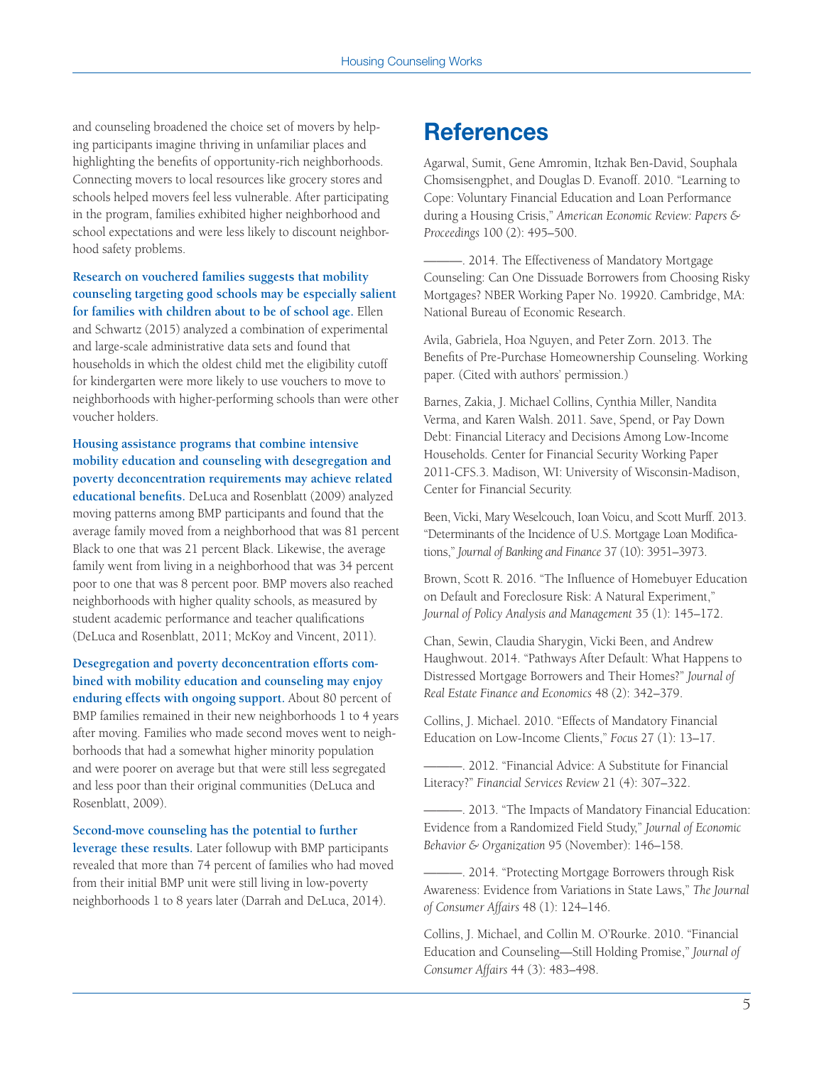and counseling broadened the choice set of movers by helping participants imagine thriving in unfamiliar places and highlighting the benefits of opportunity-rich neighborhoods. Connecting movers to local resources like grocery stores and schools helped movers feel less vulnerable. After participating in the program, families exhibited higher neighborhood and school expectations and were less likely to discount neighborhood safety problems.

**Research on vouchered families suggests that mobility counseling targeting good schools may be especially salient for families with children about to be of school age.** Ellen and Schwartz (2015) analyzed a combination of experimental and large-scale administrative data sets and found that households in which the oldest child met the eligibility cutoff for kindergarten were more likely to use vouchers to move to neighborhoods with higher-performing schools than were other voucher holders.

**Housing assistance programs that combine intensive mobility education and counseling with desegregation and poverty deconcentration requirements may achieve related educational benefits.** DeLuca and Rosenblatt (2009) analyzed moving patterns among BMP participants and found that the average family moved from a neighborhood that was 81 percent Black to one that was 21 percent Black. Likewise, the average family went from living in a neighborhood that was 34 percent poor to one that was 8 percent poor. BMP movers also reached neighborhoods with higher quality schools, as measured by student academic performance and teacher qualifications (DeLuca and Rosenblatt, 2011; McKoy and Vincent, 2011).

**Desegregation and poverty deconcentration efforts combined with mobility education and counseling may enjoy enduring effects with ongoing support.** About 80 percent of BMP families remained in their new neighborhoods 1 to 4 years after moving. Families who made second moves went to neighborhoods that had a somewhat higher minority population and were poorer on average but that were still less segregated and less poor than their original communities (DeLuca and Rosenblatt, 2009).

**Second-move counseling has the potential to further leverage these results.** Later followup with BMP participants revealed that more than 74 percent of families who had moved from their initial BMP unit were still living in low-poverty neighborhoods 1 to 8 years later (Darrah and DeLuca, 2014).

# References

Agarwal, Sumit, Gene Amromin, Itzhak Ben-David, Souphala Chomsisengphet, and Douglas D. Evanoff. 2010. "Learning to Cope: Voluntary Financial Education and Loan Performance during a Housing Crisis," *American Economic Review: Papers & Proceedings* 100 (2): 495–500.

———. 2014. The Effectiveness of Mandatory Mortgage Counseling: Can One Dissuade Borrowers from Choosing Risky Mortgages? NBER Working Paper No. 19920. Cambridge, MA: National Bureau of Economic Research.

Avila, Gabriela, Hoa Nguyen, and Peter Zorn. 2013. The Benefits of Pre-Purchase Homeownership Counseling. Working paper. (Cited with authors' permission.)

Barnes, Zakia, J. Michael Collins, Cynthia Miller, Nandita Verma, and Karen Walsh. 2011. Save, Spend, or Pay Down Debt: Financial Literacy and Decisions Among Low-Income Households. Center for Financial Security Working Paper 2011-CFS.3. Madison, WI: University of Wisconsin-Madison, Center for Financial Security.

Been, Vicki, Mary Weselcouch, Ioan Voicu, and Scott Murff. 2013. "Determinants of the Incidence of U.S. Mortgage Loan Modifications," *Journal of Banking and Finance* 37 (10): 3951–3973.

Brown, Scott R. 2016. "The Influence of Homebuyer Education on Default and Foreclosure Risk: A Natural Experiment," *Journal of Policy Analysis and Management* 35 (1): 145–172.

Chan, Sewin, Claudia Sharygin, Vicki Been, and Andrew Haughwout. 2014. "Pathways After Default: What Happens to Distressed Mortgage Borrowers and Their Homes?" *Journal of Real Estate Finance and Economics* 48 (2): 342–379.

Collins, J. Michael. 2010. "Effects of Mandatory Financial Education on Low-Income Clients," *Focus* 27 (1): 13–17.

———. 2012. "Financial Advice: A Substitute for Financial Literacy?" *Financial Services Review* 21 (4): 307–322.

———. 2013. "The Impacts of Mandatory Financial Education: Evidence from a Randomized Field Study," *Journal of Economic Behavior & Organization* 95 (November): 146–158.

———. 2014. "Protecting Mortgage Borrowers through Risk Awareness: Evidence from Variations in State Laws," *The Journal of Consumer Affairs* 48 (1): 124–146.

Collins, J. Michael, and Collin M. O'Rourke. 2010. "Financial Education and Counseling—Still Holding Promise," *Journal of Consumer Affairs* 44 (3): 483–498.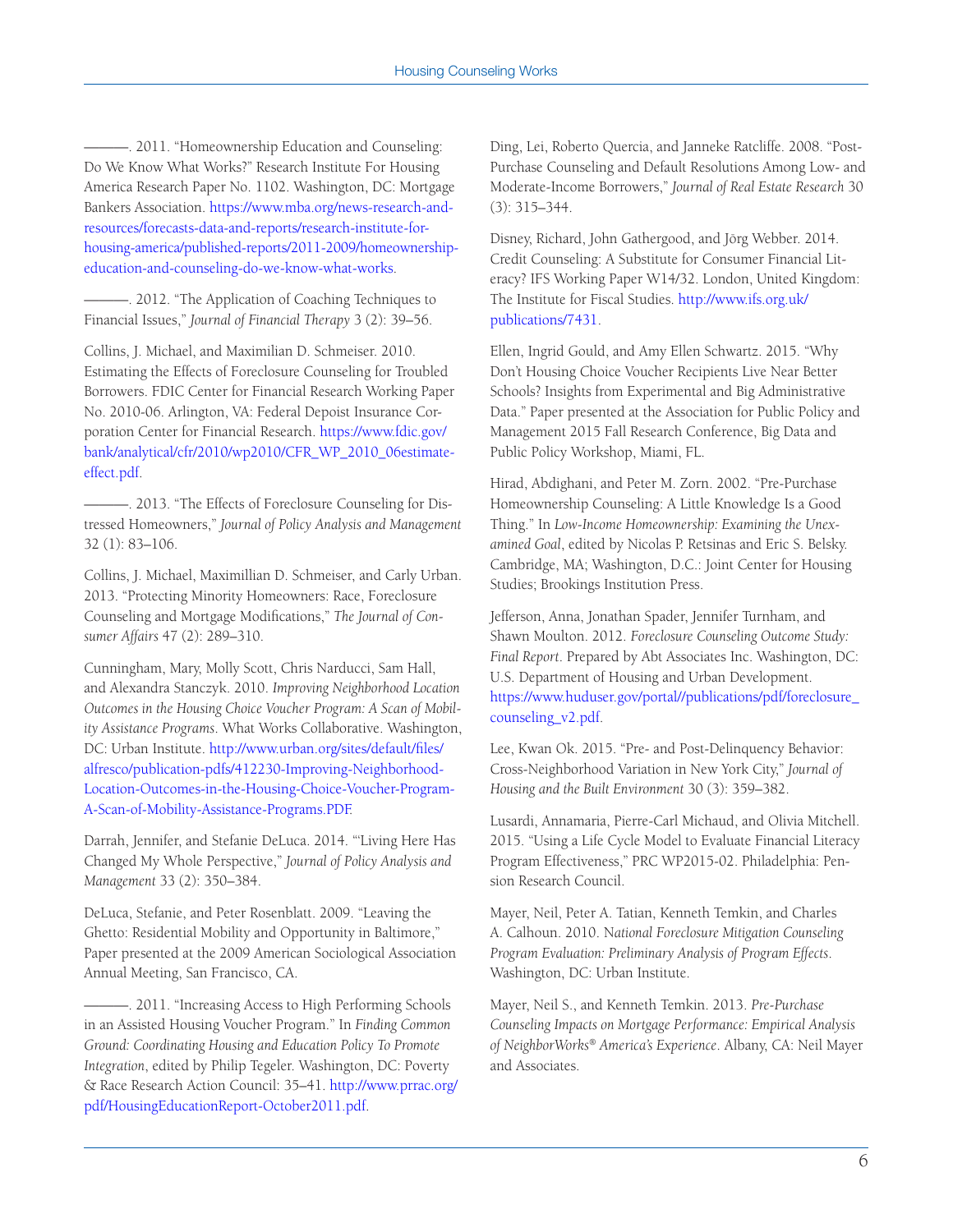———. 2011. "Homeownership Education and Counseling: Do We Know What Works?" Research Institute For Housing America Research Paper No. 1102. Washington, DC: Mortgage Bankers Association. https://www.mba.org/news-research-and-resources/forecasts-data-and-reports/research-institute-for-housing-america/published-reports/2011-2009/homeownership-education-and-counseling-do-we-know-what-works.

———. 2012. "The Application of Coaching Techniques to Financial Issues," *Journal of Financial Therapy* 3 (2): 39–56.

Collins, J. Michael, and Maximilian D. Schmeiser. 2010. Estimating the Effects of Foreclosure Counseling for Troubled Borrowers. FDIC Center for Financial Research Working Paper No. 2010-06. Arlington, VA: Federal Depoist Insurance Corporation Center for Financial Research. https://www.fdic.gov/bank/analytical/cfr/2010/wp2010/CFR_WP_2010_06estimate-effect.pdf.

———. 2013. "The Effects of Foreclosure Counseling for Distressed Homeowners," *Journal of Policy Analysis and Management* 32 (1): 83–106.

Collins, J. Michael, Maximillian D. Schmeiser, and Carly Urban. 2013. "Protecting Minority Homeowners: Race, Foreclosure Counseling and Mortgage Modifications," *The Journal of Consumer Affairs* 47 (2): 289–310.

Cunningham, Mary, Molly Scott, Chris Narducci, Sam Hall, and Alexandra Stanczyk. 2010. *Improving Neighborhood Location Outcomes in the Housing Choice Voucher Program: A Scan of Mobility Assistance Programs*. What Works Collaborative. Washington, DC: Urban Institute. http://www.urban.org/sites/default/files/alfresco/publication-pdfs/412230-Improving-Neighborhood-Location-Outcomes-in-the-Housing-Choice-Voucher-Program-A-Scan-of-Mobility-Assistance-Programs.PDF.

Darrah, Jennifer, and Stefanie DeLuca. 2014. "'Living Here Has Changed My Whole Perspective,'' *Journal of Policy Analysis and Management* 33 (2): 350–384.

DeLuca, Stefanie, and Peter Rosenblatt. 2009. "Leaving the Ghetto: Residential Mobility and Opportunity in Baltimore," Paper presented at the 2009 American Sociological Association Annual Meeting, San Francisco, CA.

———. 2011. "Increasing Access to High Performing Schools in an Assisted Housing Voucher Program." In *Finding Common Ground: Coordinating Housing and Education Policy To Promote Integration*, edited by Philip Tegeler. Washington, DC: Poverty & Race Research Action Council: 35–41. http://www.prrac.org/pdf/HousingEducationReport-October2011.pdf.

Ding, Lei, Roberto Quercia, and Janneke Ratcliffe. 2008. "Post-Purchase Counseling and Default Resolutions Among Low- and Moderate-Income Borrowers," *Journal of Real Estate Research* 30 (3): 315–344.

Disney, Richard, John Gathergood, and Jörg Webber. 2014. Credit Counseling: A Substitute for Consumer Financial Literacy? IFS Working Paper W14/32. London, United Kingdom: The Institute for Fiscal Studies. http://www.ifs.org.uk/publications/7431.

Ellen, Ingrid Gould, and Amy Ellen Schwartz. 2015. "Why Don't Housing Choice Voucher Recipients Live Near Better Schools? Insights from Experimental and Big Administrative Data." Paper presented at the Association for Public Policy and Management 2015 Fall Research Conference, Big Data and Public Policy Workshop, Miami, FL.

Hirad, Abdighani, and Peter M. Zorn. 2002. "Pre-Purchase Homeownership Counseling: A Little Knowledge Is a Good Thing." In *Low-Income Homeownership: Examining the Unexamined Goal*, edited by Nicolas P. Retsinas and Eric S. Belsky. Cambridge, MA; Washington, D.C.: Joint Center for Housing Studies; Brookings Institution Press.

Jefferson, Anna, Jonathan Spader, Jennifer Turnham, and Shawn Moulton. 2012. *Foreclosure Counseling Outcome Study: Final Report*. Prepared by Abt Associates Inc. Washington, DC: U.S. Department of Housing and Urban Development. https://www.huduser.gov/portal//publications/pdf/foreclosure_counseling_v2.pdf.

Lee, Kwan Ok. 2015. "Pre- and Post-Delinquency Behavior: Cross-Neighborhood Variation in New York City," *Journal of Housing and the Built Environment* 30 (3): 359–382.

Lusardi, Annamaria, Pierre-Carl Michaud, and Olivia Mitchell. 2015. "Using a Life Cycle Model to Evaluate Financial Literacy Program Effectiveness," PRC WP2015-02. Philadelphia: Pension Research Council.

Mayer, Neil, Peter A. Tatian, Kenneth Temkin, and Charles A. Calhoun. 2010. *National Foreclosure Mitigation Counseling Program Evaluation: Preliminary Analysis of Program Effects*. Washington, DC: Urban Institute.

Mayer, Neil S., and Kenneth Temkin. 2013. *Pre-Purchase Counseling Impacts on Mortgage Performance: Empirical Analysis of NeighborWorks® America's Experience*. Albany, CA: Neil Mayer and Associates.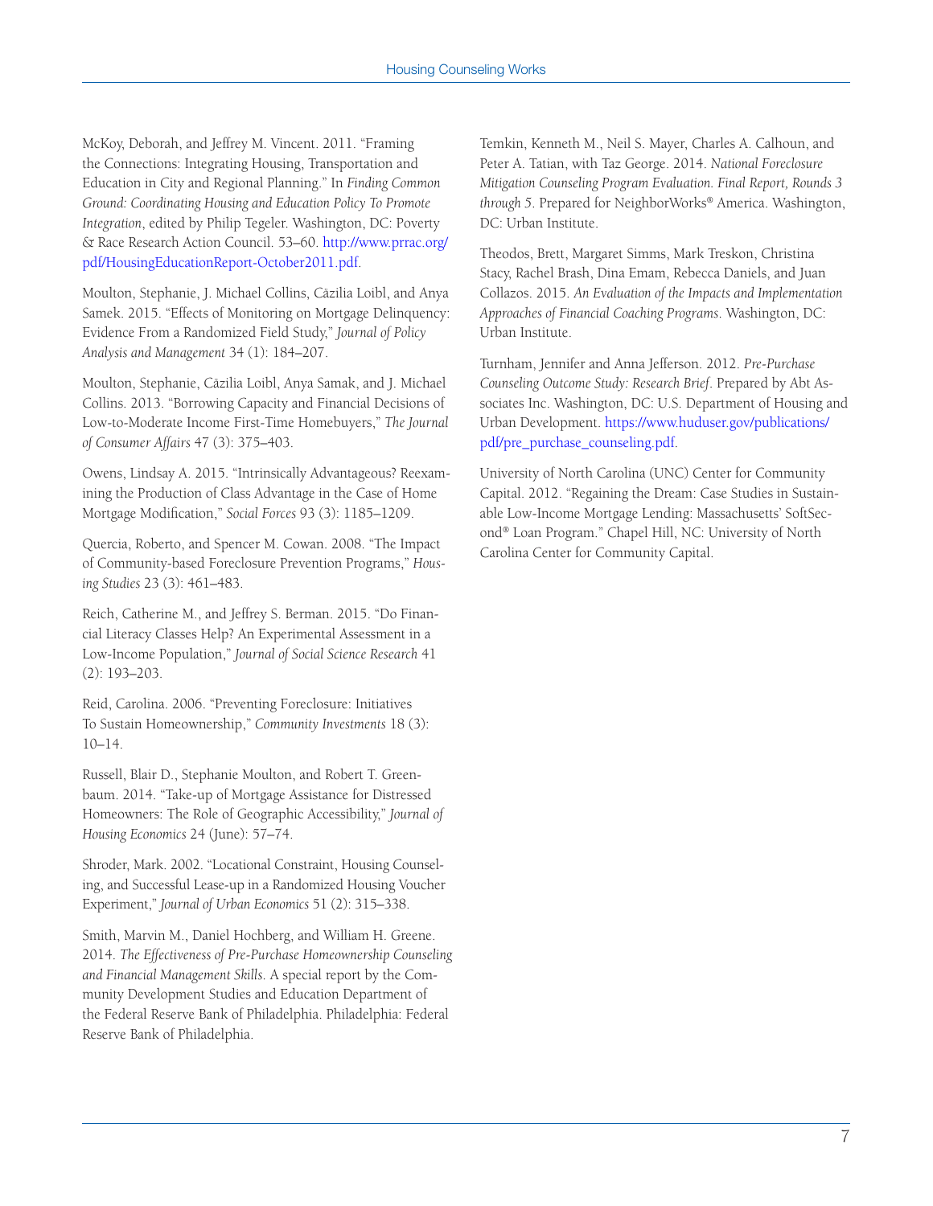McKoy, Deborah, and Jeffrey M. Vincent. 2011. "Framing the Connections: Integrating Housing, Transportation and Education in City and Regional Planning." In *Finding Common Ground: Coordinating Housing and Education Policy To Promote Integration*, edited by Philip Tegeler. Washington, DC: Poverty & Race Research Action Council. 53–60. http://www.prrac.org/pdf/HousingEducationReport-October2011.pdf.

Moulton, Stephanie, J. Michael Collins, Cäzilia Loibl, and Anya Samek. 2015. "Effects of Monitoring on Mortgage Delinquency: Evidence From a Randomized Field Study," *Journal of Policy Analysis and Management* 34 (1): 184–207.

Moulton, Stephanie, Cäzilia Loibl, Anya Samak, and J. Michael Collins. 2013. "Borrowing Capacity and Financial Decisions of Low-to-Moderate Income First-Time Homebuyers," *The Journal of Consumer Affairs* 47 (3): 375–403.

Owens, Lindsay A. 2015. "Intrinsically Advantageous? Reexamining the Production of Class Advantage in the Case of Home Mortgage Modification," *Social Forces* 93 (3): 1185–1209.

Quercia, Roberto, and Spencer M. Cowan. 2008. "The Impact of Community-based Foreclosure Prevention Programs," *Housing Studies* 23 (3): 461–483.

Reich, Catherine M., and Jeffrey S. Berman. 2015. "Do Financial Literacy Classes Help? An Experimental Assessment in a Low-Income Population," *Journal of Social Science Research* 41 (2): 193–203.

Reid, Carolina. 2006. "Preventing Foreclosure: Initiatives To Sustain Homeownership," *Community Investments* 18 (3): 10–14.

Russell, Blair D., Stephanie Moulton, and Robert T. Greenbaum. 2014. "Take-up of Mortgage Assistance for Distressed Homeowners: The Role of Geographic Accessibility," *Journal of Housing Economics* 24 (June): 57–74.

Shroder, Mark. 2002. "Locational Constraint, Housing Counseling, and Successful Lease-up in a Randomized Housing Voucher Experiment," *Journal of Urban Economics* 51 (2): 315–338.

Smith, Marvin M., Daniel Hochberg, and William H. Greene. 2014. *The Effectiveness of Pre-Purchase Homeownership Counseling and Financial Management Skills*. A special report by the Community Development Studies and Education Department of the Federal Reserve Bank of Philadelphia. Philadelphia: Federal Reserve Bank of Philadelphia.

Temkin, Kenneth M., Neil S. Mayer, Charles A. Calhoun, and Peter A. Tatian, with Taz George. 2014. *National Foreclosure Mitigation Counseling Program Evaluation. Final Report, Rounds 3 through 5*. Prepared for NeighborWorks® America. Washington, DC: Urban Institute.

Theodos, Brett, Margaret Simms, Mark Treskon, Christina Stacy, Rachel Brash, Dina Emam, Rebecca Daniels, and Juan Collazos. 2015. *An Evaluation of the Impacts and Implementation Approaches of Financial Coaching Programs*. Washington, DC: Urban Institute.

Turnham, Jennifer and Anna Jefferson. 2012. *Pre-Purchase Counseling Outcome Study: Research Brief*. Prepared by Abt Associates Inc. Washington, DC: U.S. Department of Housing and Urban Development. https://www.huduser.gov/publications/pdf/pre_purchase_counseling.pdf.

University of North Carolina (UNC) Center for Community Capital. 2012. "Regaining the Dream: Case Studies in Sustainable Low-Income Mortgage Lending: Massachusetts' SoftSecond® Loan Program." Chapel Hill, NC: University of North Carolina Center for Community Capital.